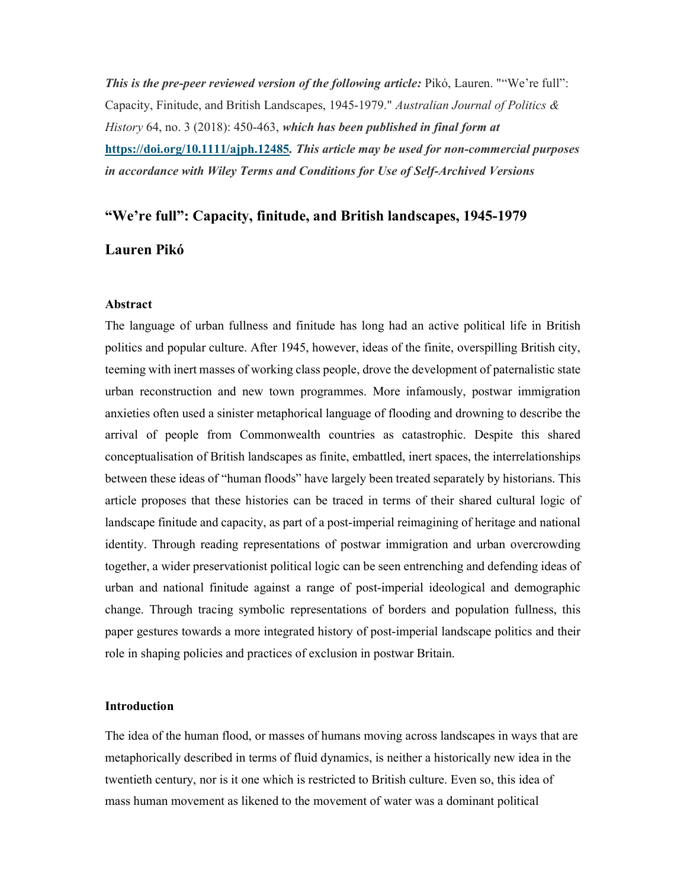***This is the pre-peer reviewed version of the following article:*** Pikó, Lauren. "“We’re full”: Capacity, Finitude, and British Landscapes, 1945-1979." *Australian Journal of Politics & History* 64, no. 3 (2018): 450-463, ***which has been published in final form at*** **https://doi.org/10.1111/ajph.12485*.*** ***This article may be used for non-commercial purposes in accordance with Wiley Terms and Conditions for Use of Self-Archived Versions***

# “We’re full”: Capacity, finitude, and British landscapes, 1945-1979

## Lauren Pikó

### Abstract

The language of urban fullness and finitude has long had an active political life in British politics and popular culture. After 1945, however, ideas of the finite, overspilling British city, teeming with inert masses of working class people, drove the development of paternalistic state urban reconstruction and new town programmes. More infamously, postwar immigration anxieties often used a sinister metaphorical language of flooding and drowning to describe the arrival of people from Commonwealth countries as catastrophic. Despite this shared conceptualisation of British landscapes as finite, embattled, inert spaces, the interrelationships between these ideas of “human floods” have largely been treated separately by historians. This article proposes that these histories can be traced in terms of their shared cultural logic of landscape finitude and capacity, as part of a post-imperial reimagining of heritage and national identity. Through reading representations of postwar immigration and urban overcrowding together, a wider preservationist political logic can be seen entrenching and defending ideas of urban and national finitude against a range of post-imperial ideological and demographic change. Through tracing symbolic representations of borders and population fullness, this paper gestures towards a more integrated history of post-imperial landscape politics and their role in shaping policies and practices of exclusion in postwar Britain.

### Introduction

The idea of the human flood, or masses of humans moving across landscapes in ways that are metaphorically described in terms of fluid dynamics, is neither a historically new idea in the twentieth century, nor is it one which is restricted to British culture. Even so, this idea of mass human movement as likened to the movement of water was a dominant political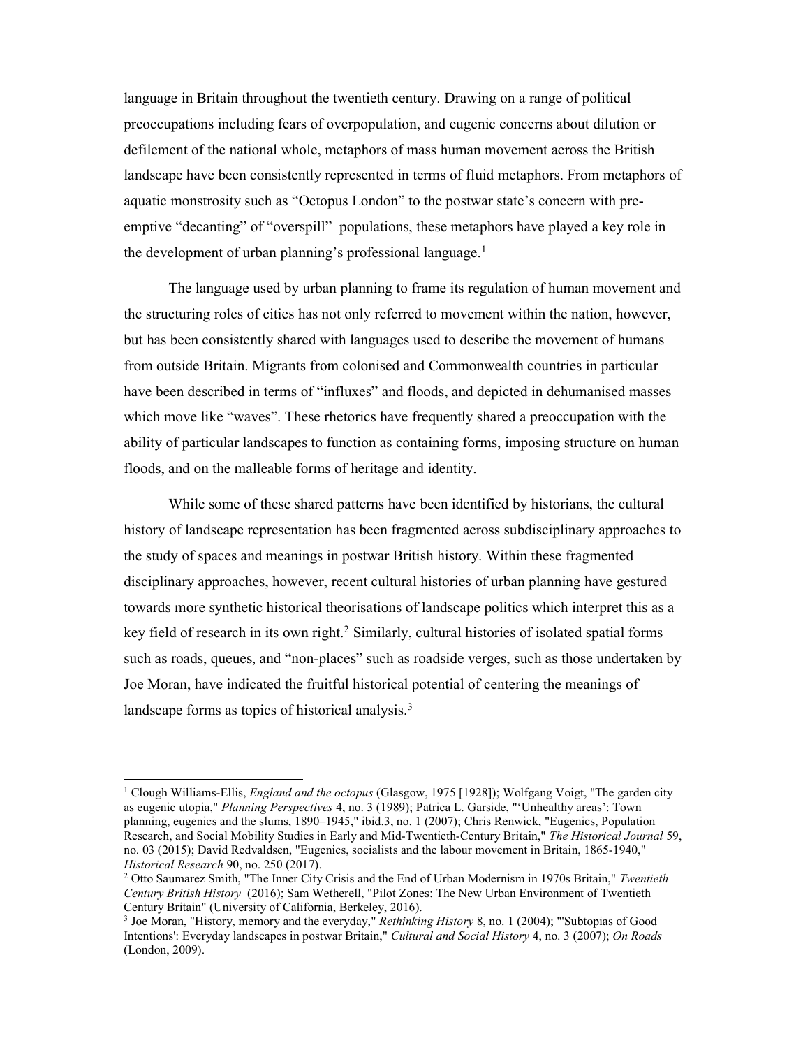language in Britain throughout the twentieth century. Drawing on a range of political preoccupations including fears of overpopulation, and eugenic concerns about dilution or defilement of the national whole, metaphors of mass human movement across the British landscape have been consistently represented in terms of fluid metaphors. From metaphors of aquatic monstrosity such as "Octopus London" to the postwar state's concern with pre-emptive "decanting" of "overspill" populations, these metaphors have played a key role in the development of urban planning's professional language.[1]

The language used by urban planning to frame its regulation of human movement and the structuring roles of cities has not only referred to movement within the nation, however, but has been consistently shared with languages used to describe the movement of humans from outside Britain. Migrants from colonised and Commonwealth countries in particular have been described in terms of "influxes" and floods, and depicted in dehumanised masses which move like "waves". These rhetorics have frequently shared a preoccupation with the ability of particular landscapes to function as containing forms, imposing structure on human floods, and on the malleable forms of heritage and identity.

While some of these shared patterns have been identified by historians, the cultural history of landscape representation has been fragmented across subdisciplinary approaches to the study of spaces and meanings in postwar British history. Within these fragmented disciplinary approaches, however, recent cultural histories of urban planning have gestured towards more synthetic historical theorisations of landscape politics which interpret this as a key field of research in its own right.[2] Similarly, cultural histories of isolated spatial forms such as roads, queues, and "non-places" such as roadside verges, such as those undertaken by Joe Moran, have indicated the fruitful historical potential of centering the meanings of landscape forms as topics of historical analysis.[3]

---

[1] Clough Williams-Ellis, *England and the octopus* (Glasgow, 1975 [1928]); Wolfgang Voigt, "The garden city as eugenic utopia," *Planning Perspectives* 4, no. 3 (1989); Patrica L. Garside, "'Unhealthy areas': Town planning, eugenics and the slums, 1890–1945," ibid.3, no. 1 (2007); Chris Renwick, "Eugenics, Population Research, and Social Mobility Studies in Early and Mid-Twentieth-Century Britain," *The Historical Journal* 59, no. 03 (2015); David Redvaldsen, "Eugenics, socialists and the labour movement in Britain, 1865-1940," *Historical Research* 90, no. 250 (2017).

[2] Otto Saumarez Smith, "The Inner City Crisis and the End of Urban Modernism in 1970s Britain," *Twentieth Century British History* (2016); Sam Wetherell, "Pilot Zones: The New Urban Environment of Twentieth Century Britain" (University of California, Berkeley, 2016).

[3] Joe Moran, "History, memory and the everyday," *Rethinking History* 8, no. 1 (2004); "'Subtopias of Good Intentions': Everyday landscapes in postwar Britain," *Cultural and Social History* 4, no. 3 (2007); *On Roads* (London, 2009).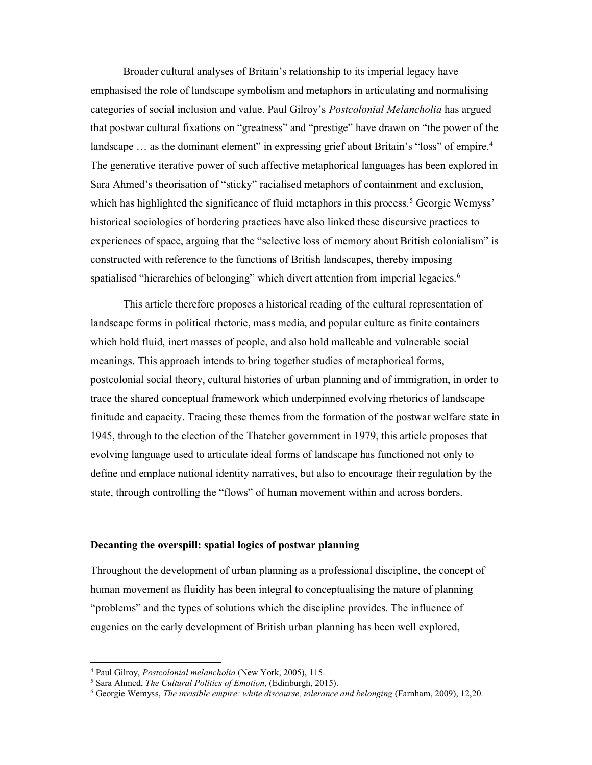Broader cultural analyses of Britain's relationship to its imperial legacy have emphasised the role of landscape symbolism and metaphors in articulating and normalising categories of social inclusion and value. Paul Gilroy's *Postcolonial Melancholia* has argued that postwar cultural fixations on "greatness" and "prestige" have drawn on "the power of the landscape … as the dominant element" in expressing grief about Britain's "loss" of empire.[4] The generative iterative power of such affective metaphorical languages has been explored in Sara Ahmed's theorisation of "sticky" racialised metaphors of containment and exclusion, which has highlighted the significance of fluid metaphors in this process.[5] Georgie Wemyss' historical sociologies of bordering practices have also linked these discursive practices to experiences of space, arguing that the "selective loss of memory about British colonialism" is constructed with reference to the functions of British landscapes, thereby imposing spatialised "hierarchies of belonging" which divert attention from imperial legacies.[6]

This article therefore proposes a historical reading of the cultural representation of landscape forms in political rhetoric, mass media, and popular culture as finite containers which hold fluid, inert masses of people, and also hold malleable and vulnerable social meanings. This approach intends to bring together studies of metaphorical forms, postcolonial social theory, cultural histories of urban planning and of immigration, in order to trace the shared conceptual framework which underpinned evolving rhetorics of landscape finitude and capacity. Tracing these themes from the formation of the postwar welfare state in 1945, through to the election of the Thatcher government in 1979, this article proposes that evolving language used to articulate ideal forms of landscape has functioned not only to define and emplace national identity narratives, but also to encourage their regulation by the state, through controlling the "flows" of human movement within and across borders.

**Decanting the overspill: spatial logics of postwar planning**

Throughout the development of urban planning as a professional discipline, the concept of human movement as fluidity has been integral to conceptualising the nature of planning "problems" and the types of solutions which the discipline provides. The influence of eugenics on the early development of British urban planning has been well explored,

---

[4] Paul Gilroy, *Postcolonial melancholia* (New York, 2005), 115.

[5] Sara Ahmed, *The Cultural Politics of Emotion*, (Edinburgh, 2015).

[6] Georgie Wemyss, *The invisible empire: white discourse, tolerance and belonging* (Farnham, 2009), 12,20.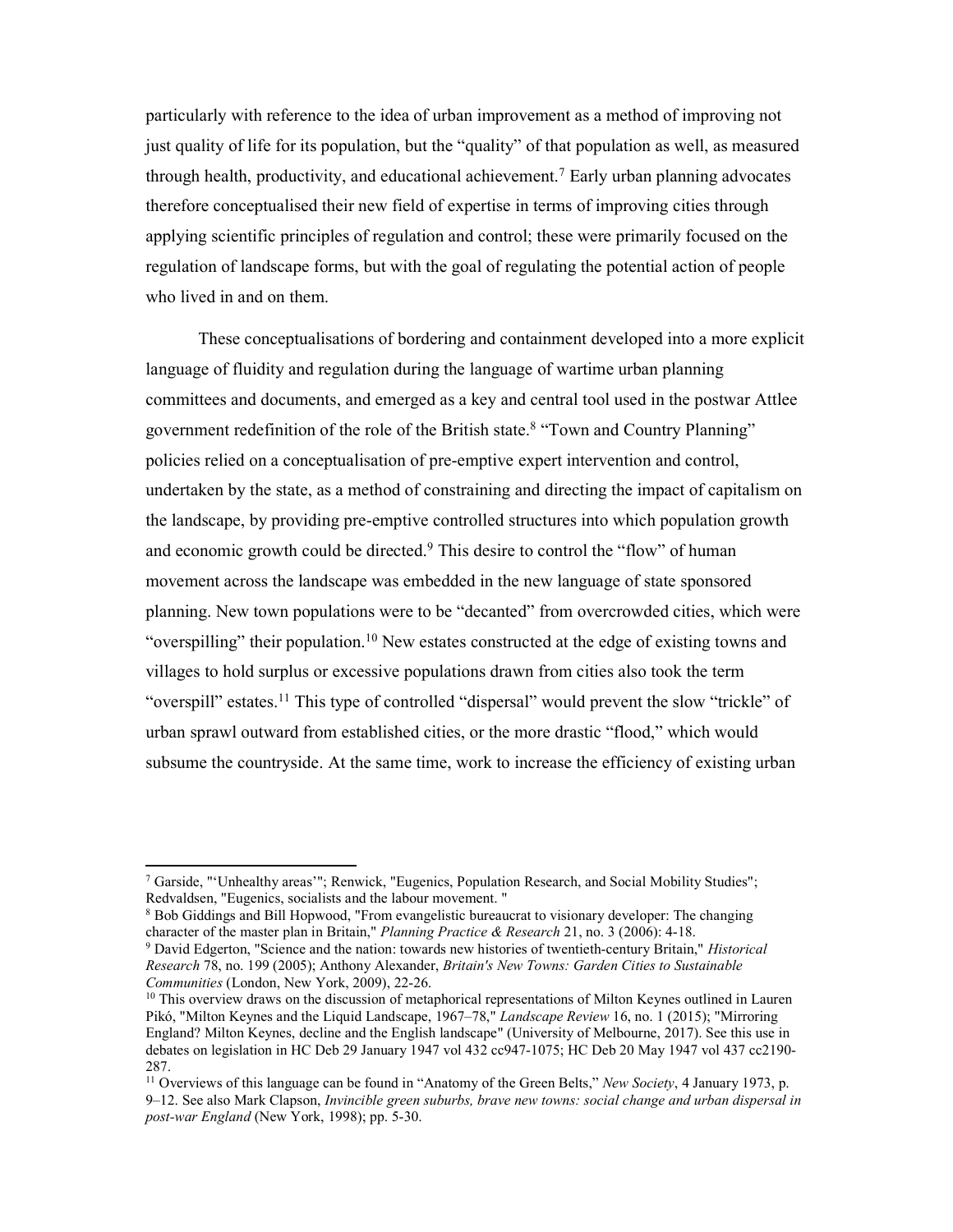particularly with reference to the idea of urban improvement as a method of improving not just quality of life for its population, but the "quality" of that population as well, as measured through health, productivity, and educational achievement.[7] Early urban planning advocates therefore conceptualised their new field of expertise in terms of improving cities through applying scientific principles of regulation and control; these were primarily focused on the regulation of landscape forms, but with the goal of regulating the potential action of people who lived in and on them.

These conceptualisations of bordering and containment developed into a more explicit language of fluidity and regulation during the language of wartime urban planning committees and documents, and emerged as a key and central tool used in the postwar Attlee government redefinition of the role of the British state.[8] "Town and Country Planning" policies relied on a conceptualisation of pre-emptive expert intervention and control, undertaken by the state, as a method of constraining and directing the impact of capitalism on the landscape, by providing pre-emptive controlled structures into which population growth and economic growth could be directed.[9] This desire to control the "flow" of human movement across the landscape was embedded in the new language of state sponsored planning. New town populations were to be "decanted" from overcrowded cities, which were "overspilling" their population.[10] New estates constructed at the edge of existing towns and villages to hold surplus or excessive populations drawn from cities also took the term "overspill" estates.[11] This type of controlled "dispersal" would prevent the slow "trickle" of urban sprawl outward from established cities, or the more drastic "flood," which would subsume the countryside. At the same time, work to increase the efficiency of existing urban

---

[7] Garside, "'Unhealthy areas'"; Renwick, "Eugenics, Population Research, and Social Mobility Studies"; Redvaldsen, "Eugenics, socialists and the labour movement. "

[8] Bob Giddings and Bill Hopwood, "From evangelistic bureaucrat to visionary developer: The changing character of the master plan in Britain," *Planning Practice & Research* 21, no. 3 (2006): 4-18.

[9] David Edgerton, "Science and the nation: towards new histories of twentieth-century Britain," *Historical Research* 78, no. 199 (2005); Anthony Alexander, *Britain's New Towns: Garden Cities to Sustainable Communities* (London, New York, 2009), 22-26.

[10] This overview draws on the discussion of metaphorical representations of Milton Keynes outlined in Lauren Pikó, "Milton Keynes and the Liquid Landscape, 1967–78," *Landscape Review* 16, no. 1 (2015); "Mirroring England? Milton Keynes, decline and the English landscape" (University of Melbourne, 2017). See this use in debates on legislation in HC Deb 29 January 1947 vol 432 cc947-1075; HC Deb 20 May 1947 vol 437 cc2190-287.

[11] Overviews of this language can be found in "Anatomy of the Green Belts," *New Society*, 4 January 1973, p. 9–12. See also Mark Clapson, *Invincible green suburbs, brave new towns: social change and urban dispersal in post-war England* (New York, 1998); pp. 5-30.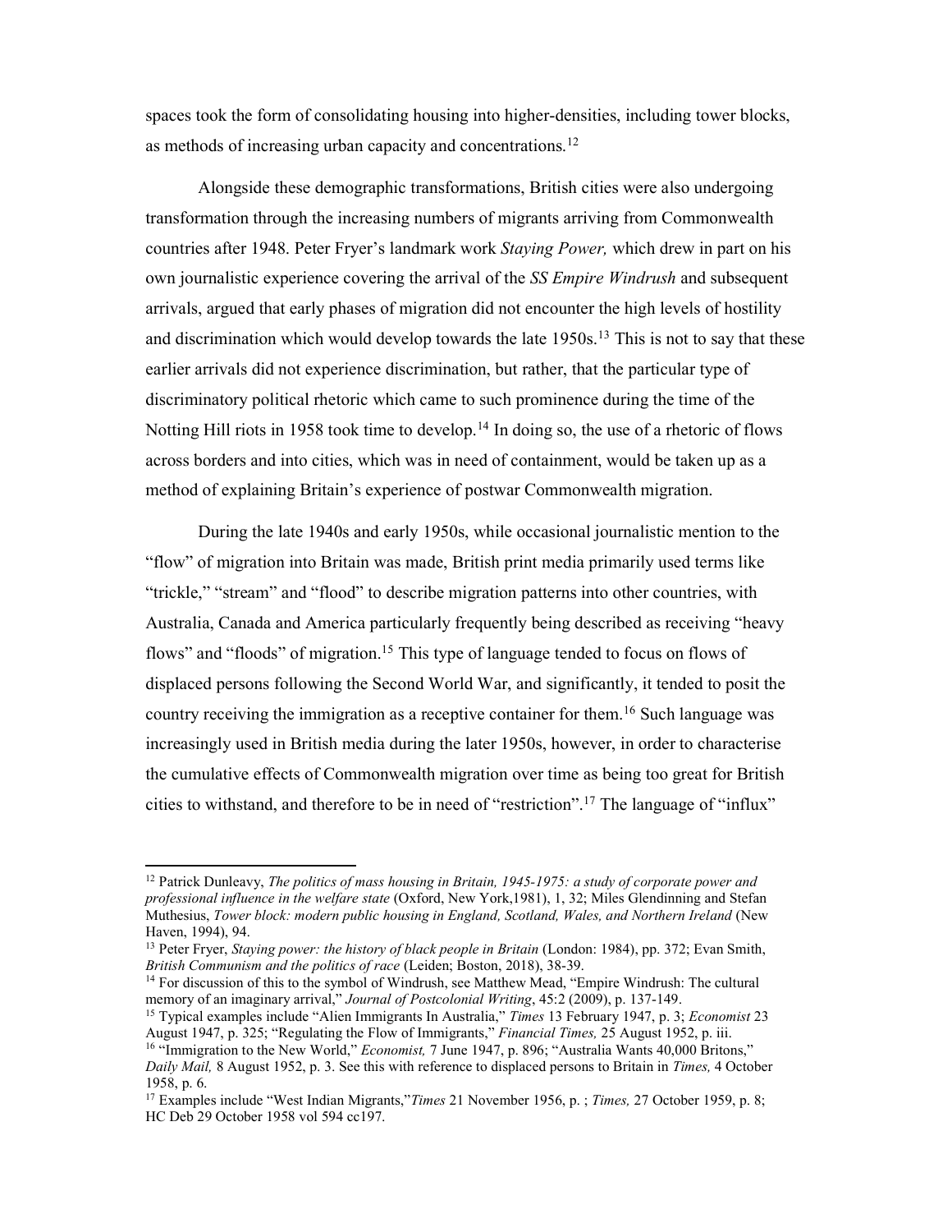spaces took the form of consolidating housing into higher-densities, including tower blocks, as methods of increasing urban capacity and concentrations.[12]

Alongside these demographic transformations, British cities were also undergoing transformation through the increasing numbers of migrants arriving from Commonwealth countries after 1948. Peter Fryer's landmark work *Staying Power,* which drew in part on his own journalistic experience covering the arrival of the *SS Empire Windrush* and subsequent arrivals, argued that early phases of migration did not encounter the high levels of hostility and discrimination which would develop towards the late 1950s.[13] This is not to say that these earlier arrivals did not experience discrimination, but rather, that the particular type of discriminatory political rhetoric which came to such prominence during the time of the Notting Hill riots in 1958 took time to develop.[14] In doing so, the use of a rhetoric of flows across borders and into cities, which was in need of containment, would be taken up as a method of explaining Britain's experience of postwar Commonwealth migration.

During the late 1940s and early 1950s, while occasional journalistic mention to the "flow" of migration into Britain was made, British print media primarily used terms like "trickle," "stream" and "flood" to describe migration patterns into other countries, with Australia, Canada and America particularly frequently being described as receiving "heavy flows" and "floods" of migration.[15] This type of language tended to focus on flows of displaced persons following the Second World War, and significantly, it tended to posit the country receiving the immigration as a receptive container for them.[16] Such language was increasingly used in British media during the later 1950s, however, in order to characterise the cumulative effects of Commonwealth migration over time as being too great for British cities to withstand, and therefore to be in need of "restriction".[17] The language of "influx"

---

[12] Patrick Dunleavy, *The politics of mass housing in Britain, 1945-1975: a study of corporate power and professional influence in the welfare state* (Oxford, New York,1981), 1, 32; Miles Glendinning and Stefan Muthesius, *Tower block: modern public housing in England, Scotland, Wales, and Northern Ireland* (New Haven, 1994), 94.

[13] Peter Fryer, *Staying power: the history of black people in Britain* (London: 1984), pp. 372; Evan Smith, *British Communism and the politics of race* (Leiden; Boston, 2018), 38-39.

[14] For discussion of this to the symbol of Windrush, see Matthew Mead, "Empire Windrush: The cultural memory of an imaginary arrival," *Journal of Postcolonial Writing*, 45:2 (2009), p. 137-149.

[15] Typical examples include "Alien Immigrants In Australia," *Times* 13 February 1947, p. 3; *Economist* 23 August 1947, p. 325; "Regulating the Flow of Immigrants," *Financial Times,* 25 August 1952, p. iii.

[16] "Immigration to the New World," *Economist,* 7 June 1947, p. 896; "Australia Wants 40,000 Britons," *Daily Mail,* 8 August 1952, p. 3. See this with reference to displaced persons to Britain in *Times,* 4 October 1958, p. 6.

[17] Examples include "West Indian Migrants,"*Times* 21 November 1956, p. ; *Times,* 27 October 1959, p. 8; HC Deb 29 October 1958 vol 594 cc197.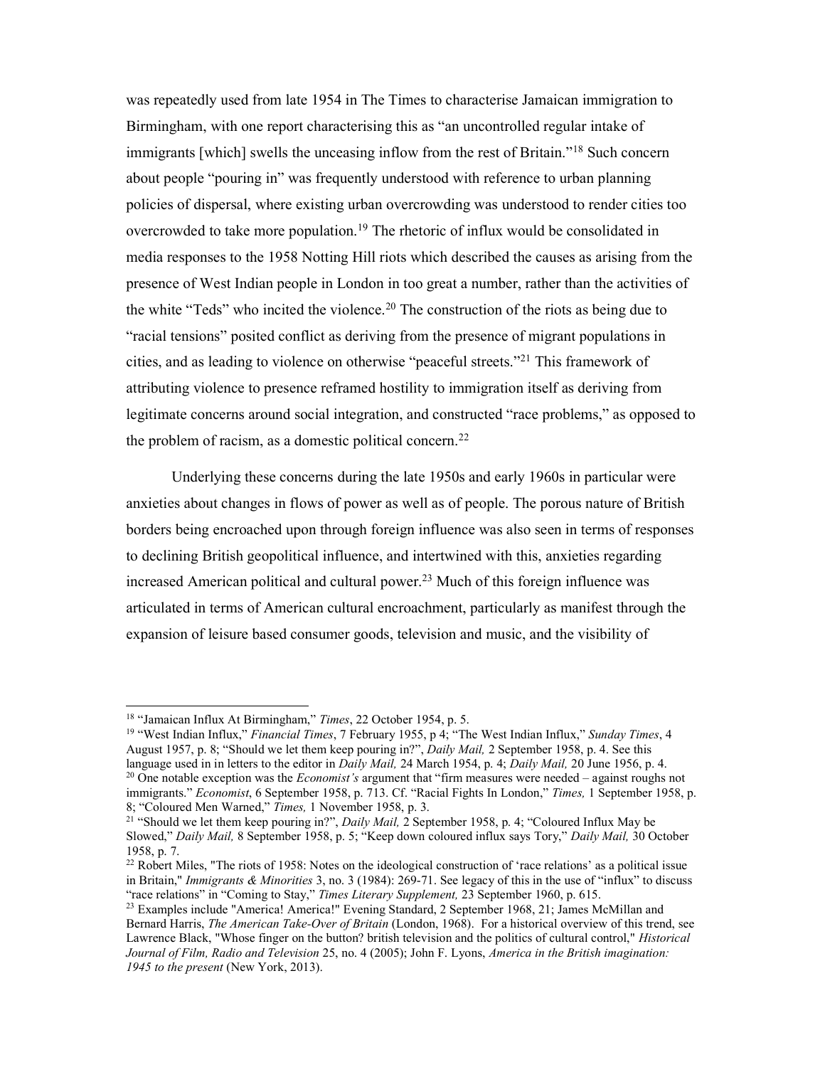was repeatedly used from late 1954 in The Times to characterise Jamaican immigration to Birmingham, with one report characterising this as "an uncontrolled regular intake of immigrants [which] swells the unceasing inflow from the rest of Britain."[18] Such concern about people "pouring in" was frequently understood with reference to urban planning policies of dispersal, where existing urban overcrowding was understood to render cities too overcrowded to take more population.[19] The rhetoric of influx would be consolidated in media responses to the 1958 Notting Hill riots which described the causes as arising from the presence of West Indian people in London in too great a number, rather than the activities of the white "Teds" who incited the violence.[20] The construction of the riots as being due to "racial tensions" posited conflict as deriving from the presence of migrant populations in cities, and as leading to violence on otherwise "peaceful streets."[21] This framework of attributing violence to presence reframed hostility to immigration itself as deriving from legitimate concerns around social integration, and constructed "race problems," as opposed to the problem of racism, as a domestic political concern.[22]

Underlying these concerns during the late 1950s and early 1960s in particular were anxieties about changes in flows of power as well as of people. The porous nature of British borders being encroached upon through foreign influence was also seen in terms of responses to declining British geopolitical influence, and intertwined with this, anxieties regarding increased American political and cultural power.[23] Much of this foreign influence was articulated in terms of American cultural encroachment, particularly as manifest through the expansion of leisure based consumer goods, television and music, and the visibility of

---

[18] "Jamaican Influx At Birmingham," *Times*, 22 October 1954, p. 5.

[19] "West Indian Influx," *Financial Times*, 7 February 1955, p 4; "The West Indian Influx," *Sunday Times*, 4 August 1957, p. 8; "Should we let them keep pouring in?", *Daily Mail,* 2 September 1958, p. 4. See this language used in in letters to the editor in *Daily Mail,* 24 March 1954, p. 4; *Daily Mail,* 20 June 1956, p. 4.

[20] One notable exception was the *Economist's* argument that "firm measures were needed – against roughs not immigrants." *Economist*, 6 September 1958, p. 713. Cf. "Racial Fights In London," *Times,* 1 September 1958, p. 8; "Coloured Men Warned," *Times,* 1 November 1958, p. 3.

[21] "Should we let them keep pouring in?", *Daily Mail,* 2 September 1958, p. 4; "Coloured Influx May be Slowed," *Daily Mail,* 8 September 1958, p. 5; "Keep down coloured influx says Tory," *Daily Mail,* 30 October 1958, p. 7.

[22] Robert Miles, "The riots of 1958: Notes on the ideological construction of 'race relations' as a political issue in Britain," *Immigrants & Minorities* 3, no. 3 (1984): 269-71. See legacy of this in the use of "influx" to discuss "race relations" in "Coming to Stay," *Times Literary Supplement,* 23 September 1960, p. 615.

[23] Examples include "America! America!" Evening Standard, 2 September 1968, 21; James McMillan and Bernard Harris, *The American Take-Over of Britain* (London, 1968). For a historical overview of this trend, see Lawrence Black, "Whose finger on the button? british television and the politics of cultural control," *Historical Journal of Film, Radio and Television* 25, no. 4 (2005); John F. Lyons, *America in the British imagination: 1945 to the present* (New York, 2013).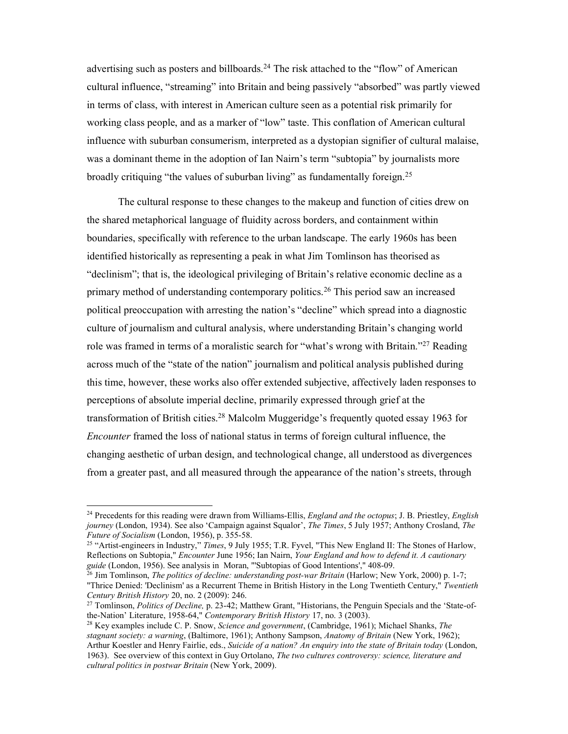advertising such as posters and billboards.[24] The risk attached to the "flow" of American cultural influence, "streaming" into Britain and being passively "absorbed" was partly viewed in terms of class, with interest in American culture seen as a potential risk primarily for working class people, and as a marker of "low" taste. This conflation of American cultural influence with suburban consumerism, interpreted as a dystopian signifier of cultural malaise, was a dominant theme in the adoption of Ian Nairn's term "subtopia" by journalists more broadly critiquing "the values of suburban living" as fundamentally foreign.[25]

The cultural response to these changes to the makeup and function of cities drew on the shared metaphorical language of fluidity across borders, and containment within boundaries, specifically with reference to the urban landscape. The early 1960s has been identified historically as representing a peak in what Jim Tomlinson has theorised as "declinism"; that is, the ideological privileging of Britain's relative economic decline as a primary method of understanding contemporary politics.[26] This period saw an increased political preoccupation with arresting the nation's "decline" which spread into a diagnostic culture of journalism and cultural analysis, where understanding Britain's changing world role was framed in terms of a moralistic search for "what's wrong with Britain."[27] Reading across much of the "state of the nation" journalism and political analysis published during this time, however, these works also offer extended subjective, affectively laden responses to perceptions of absolute imperial decline, primarily expressed through grief at the transformation of British cities.[28] Malcolm Muggeridge's frequently quoted essay 1963 for *Encounter* framed the loss of national status in terms of foreign cultural influence, the changing aesthetic of urban design, and technological change, all understood as divergences from a greater past, and all measured through the appearance of the nation's streets, through

---

[24] Precedents for this reading were drawn from Williams-Ellis, *England and the octopus*; J. B. Priestley, *English journey* (London, 1934). See also 'Campaign against Squalor', *The Times*, 5 July 1957; Anthony Crosland, *The Future of Socialism* (London, 1956), p. 355-58.

[25] "Artist-engineers in Industry," *Times*, 9 July 1955; T.R. Fyvel, "This New England II: The Stones of Harlow, Reflections on Subtopia," *Encounter* June 1956; Ian Nairn, *Your England and how to defend it. A cautionary guide* (London, 1956). See analysis in Moran, "'Subtopias of Good Intentions'," 408-09.

[26] Jim Tomlinson, *The politics of decline: understanding post-war Britain* (Harlow; New York, 2000) p. 1-7; "Thrice Denied: 'Declinism' as a Recurrent Theme in British History in the Long Twentieth Century," *Twentieth Century British History* 20, no. 2 (2009): 246.

[27] Tomlinson, *Politics of Decline,* p. 23-42; Matthew Grant, "Historians, the Penguin Specials and the 'State-of-the-Nation' Literature, 1958-64," *Contemporary British History* 17, no. 3 (2003).

[28] Key examples include C. P. Snow, *Science and government*, (Cambridge, 1961); Michael Shanks, *The stagnant society: a warning*, (Baltimore, 1961); Anthony Sampson, *Anatomy of Britain* (New York, 1962); Arthur Koestler and Henry Fairlie, eds., *Suicide of a nation? An enquiry into the state of Britain today* (London, 1963). See overview of this context in Guy Ortolano, *The two cultures controversy: science, literature and cultural politics in postwar Britain* (New York, 2009).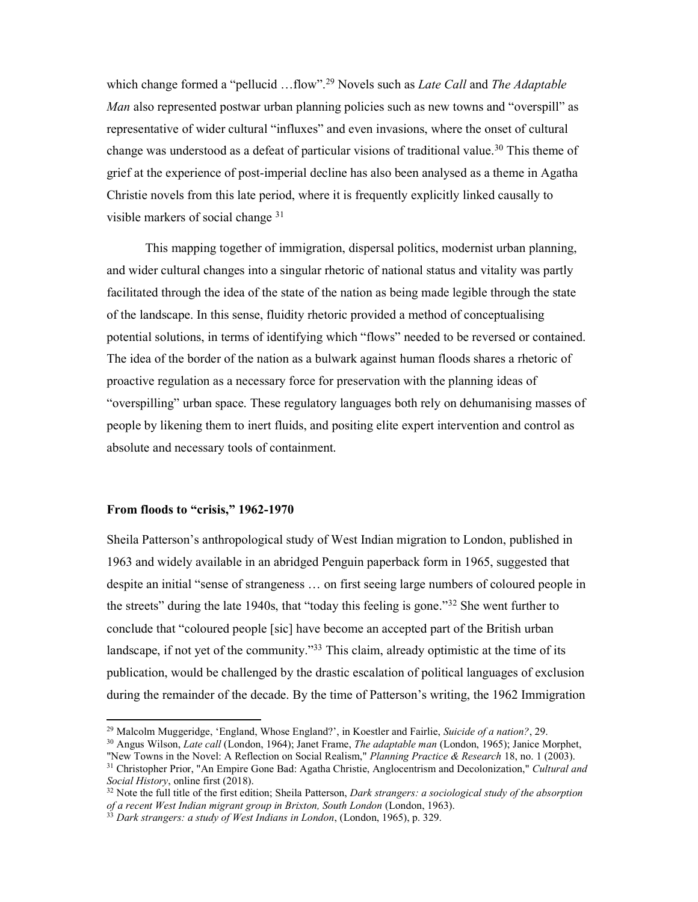which change formed a "pellucid …flow".[29] Novels such as *Late Call* and *The Adaptable Man* also represented postwar urban planning policies such as new towns and "overspill" as representative of wider cultural "influxes" and even invasions, where the onset of cultural change was understood as a defeat of particular visions of traditional value.[30] This theme of grief at the experience of post-imperial decline has also been analysed as a theme in Agatha Christie novels from this late period, where it is frequently explicitly linked causally to visible markers of social change [31]

This mapping together of immigration, dispersal politics, modernist urban planning, and wider cultural changes into a singular rhetoric of national status and vitality was partly facilitated through the idea of the state of the nation as being made legible through the state of the landscape. In this sense, fluidity rhetoric provided a method of conceptualising potential solutions, in terms of identifying which "flows" needed to be reversed or contained. The idea of the border of the nation as a bulwark against human floods shares a rhetoric of proactive regulation as a necessary force for preservation with the planning ideas of "overspilling" urban space. These regulatory languages both rely on dehumanising masses of people by likening them to inert fluids, and positing elite expert intervention and control as absolute and necessary tools of containment.

### From floods to "crisis," 1962-1970

Sheila Patterson's anthropological study of West Indian migration to London, published in 1963 and widely available in an abridged Penguin paperback form in 1965, suggested that despite an initial "sense of strangeness … on first seeing large numbers of coloured people in the streets" during the late 1940s, that "today this feeling is gone."[32] She went further to conclude that "coloured people [sic] have become an accepted part of the British urban landscape, if not yet of the community."[33] This claim, already optimistic at the time of its publication, would be challenged by the drastic escalation of political languages of exclusion during the remainder of the decade. By the time of Patterson's writing, the 1962 Immigration

[29] Malcolm Muggeridge, 'England, Whose England?', in Koestler and Fairlie, *Suicide of a nation?*, 29.

[30] Angus Wilson, *Late call* (London, 1964); Janet Frame, *The adaptable man* (London, 1965); Janice Morphet, "New Towns in the Novel: A Reflection on Social Realism," *Planning Practice & Research* 18, no. 1 (2003).

[31] Christopher Prior, "An Empire Gone Bad: Agatha Christie, Anglocentrism and Decolonization," *Cultural and Social History*, online first (2018).

[32] Note the full title of the first edition; Sheila Patterson, *Dark strangers: a sociological study of the absorption of a recent West Indian migrant group in Brixton, South London* (London, 1963).

[33] *Dark strangers: a study of West Indians in London*, (London, 1965), p. 329.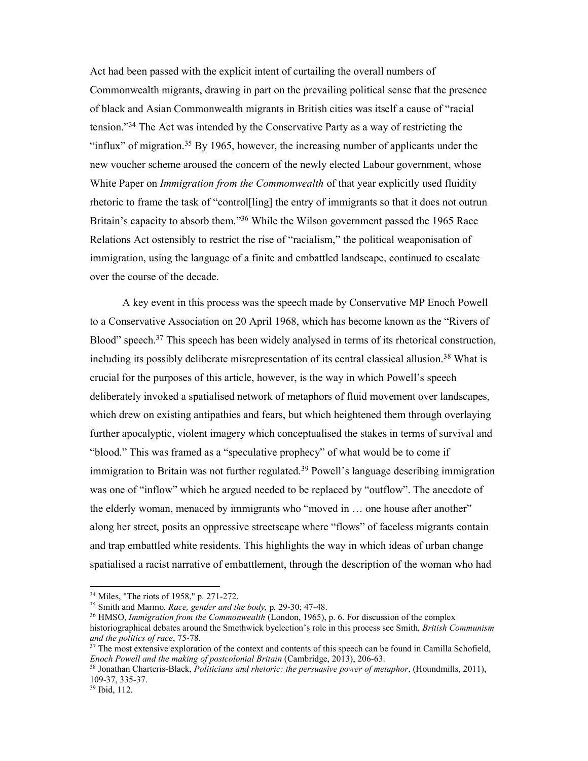Act had been passed with the explicit intent of curtailing the overall numbers of Commonwealth migrants, drawing in part on the prevailing political sense that the presence of black and Asian Commonwealth migrants in British cities was itself a cause of "racial tension."[34] The Act was intended by the Conservative Party as a way of restricting the "influx" of migration.[35] By 1965, however, the increasing number of applicants under the new voucher scheme aroused the concern of the newly elected Labour government, whose White Paper on *Immigration from the Commonwealth* of that year explicitly used fluidity rhetoric to frame the task of "control[ling] the entry of immigrants so that it does not outrun Britain's capacity to absorb them."[36] While the Wilson government passed the 1965 Race Relations Act ostensibly to restrict the rise of "racialism," the political weaponisation of immigration, using the language of a finite and embattled landscape, continued to escalate over the course of the decade.

A key event in this process was the speech made by Conservative MP Enoch Powell to a Conservative Association on 20 April 1968, which has become known as the "Rivers of Blood" speech.[37] This speech has been widely analysed in terms of its rhetorical construction, including its possibly deliberate misrepresentation of its central classical allusion.[38] What is crucial for the purposes of this article, however, is the way in which Powell's speech deliberately invoked a spatialised network of metaphors of fluid movement over landscapes, which drew on existing antipathies and fears, but which heightened them through overlaying further apocalyptic, violent imagery which conceptualised the stakes in terms of survival and "blood." This was framed as a "speculative prophecy" of what would be to come if immigration to Britain was not further regulated.[39] Powell's language describing immigration was one of "inflow" which he argued needed to be replaced by "outflow". The anecdote of the elderly woman, menaced by immigrants who "moved in … one house after another" along her street, posits an oppressive streetscape where "flows" of faceless migrants contain and trap embattled white residents. This highlights the way in which ideas of urban change spatialised a racist narrative of embattlement, through the description of the woman who had

---

[34] Miles, "The riots of 1958," p. 271-272.

[35] Smith and Marmo, *Race, gender and the body,* p*.* 29-30; 47-48.

[36] HMSO, *Immigration from the Commonwealth* (London, 1965), p. 6. For discussion of the complex historiographical debates around the Smethwick byelection's role in this process see Smith, *British Communism and the politics of race*, 75-78.

[37] The most extensive exploration of the context and contents of this speech can be found in Camilla Schofield, *Enoch Powell and the making of postcolonial Britain* (Cambridge, 2013), 206-63.

[38] Jonathan Charteris-Black, *Politicians and rhetoric: the persuasive power of metaphor*, (Houndmills, 2011), 109-37, 335-37.

[39] Ibid, 112.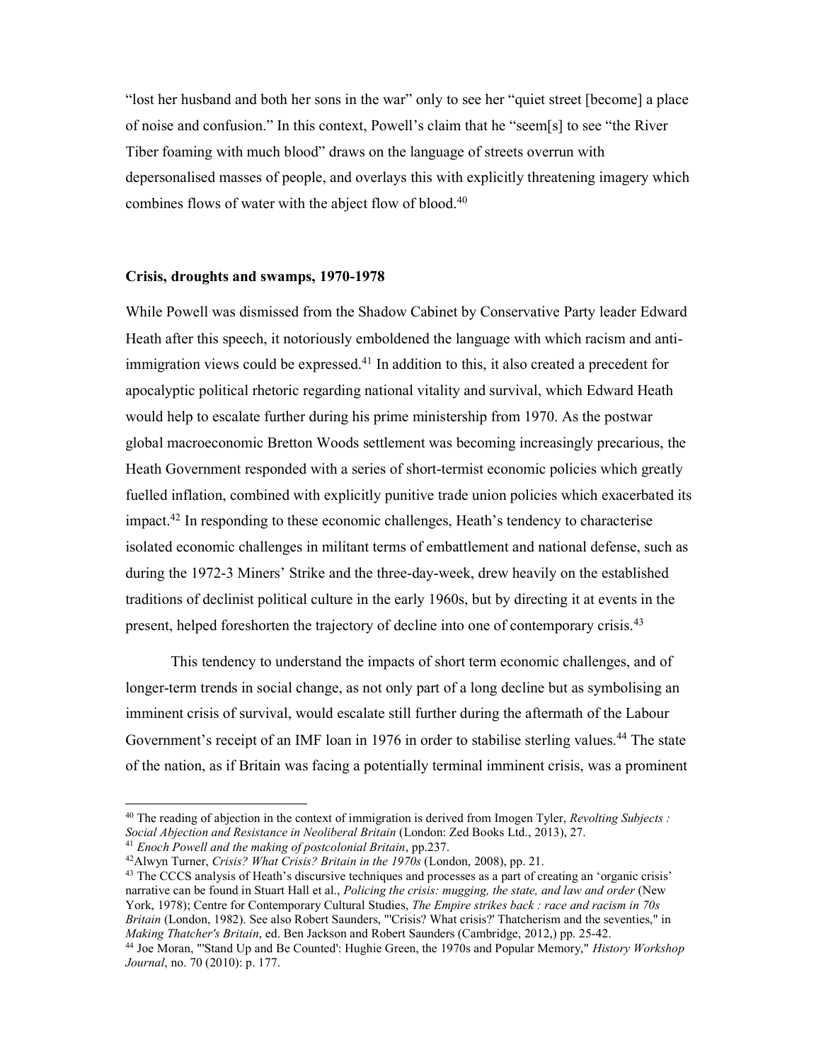"lost her husband and both her sons in the war" only to see her "quiet street [become] a place of noise and confusion." In this context, Powell's claim that he "seem[s] to see "the River Tiber foaming with much blood" draws on the language of streets overrun with depersonalised masses of people, and overlays this with explicitly threatening imagery which combines flows of water with the abject flow of blood.[40]

### Crisis, droughts and swamps, 1970-1978

While Powell was dismissed from the Shadow Cabinet by Conservative Party leader Edward Heath after this speech, it notoriously emboldened the language with which racism and anti-immigration views could be expressed.[41] In addition to this, it also created a precedent for apocalyptic political rhetoric regarding national vitality and survival, which Edward Heath would help to escalate further during his prime ministership from 1970. As the postwar global macroeconomic Bretton Woods settlement was becoming increasingly precarious, the Heath Government responded with a series of short-termist economic policies which greatly fuelled inflation, combined with explicitly punitive trade union policies which exacerbated its impact.[42] In responding to these economic challenges, Heath's tendency to characterise isolated economic challenges in militant terms of embattlement and national defense, such as during the 1972-3 Miners' Strike and the three-day-week, drew heavily on the established traditions of declinist political culture in the early 1960s, but by directing it at events in the present, helped foreshorten the trajectory of decline into one of contemporary crisis.[43]

This tendency to understand the impacts of short term economic challenges, and of longer-term trends in social change, as not only part of a long decline but as symbolising an imminent crisis of survival, would escalate still further during the aftermath of the Labour Government's receipt of an IMF loan in 1976 in order to stabilise sterling values.[44] The state of the nation, as if Britain was facing a potentially terminal imminent crisis, was a prominent

---

[40] The reading of abjection in the context of immigration is derived from Imogen Tyler, *Revolting Subjects : Social Abjection and Resistance in Neoliberal Britain* (London: Zed Books Ltd., 2013), 27.

[41] *Enoch Powell and the making of postcolonial Britain*, pp.237.

[42] Alwyn Turner, *Crisis? What Crisis? Britain in the 1970s* (London, 2008), pp. 21.

[43] The CCCS analysis of Heath's discursive techniques and processes as a part of creating an 'organic crisis' narrative can be found in Stuart Hall et al., *Policing the crisis: mugging, the state, and law and order* (New York, 1978); Centre for Contemporary Cultural Studies, *The Empire strikes back : race and racism in 70s Britain* (London, 1982). See also Robert Saunders, "'Crisis? What crisis?' Thatcherism and the seventies," in *Making Thatcher's Britain*, ed. Ben Jackson and Robert Saunders (Cambridge, 2012,) pp. 25-42.

[44] Joe Moran, "'Stand Up and Be Counted': Hughie Green, the 1970s and Popular Memory," *History Workshop Journal*, no. 70 (2010): p. 177.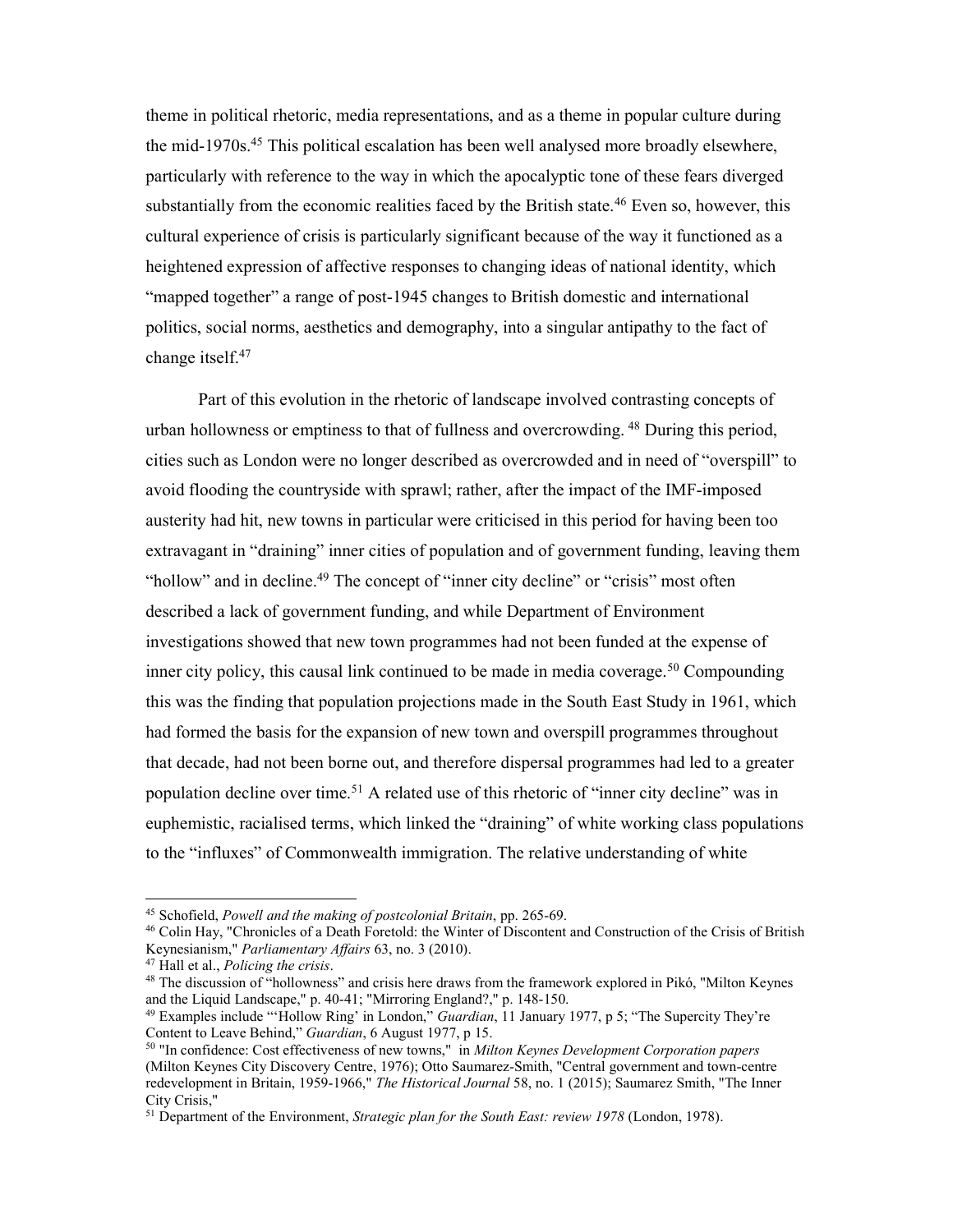theme in political rhetoric, media representations, and as a theme in popular culture during the mid-1970s.[45] This political escalation has been well analysed more broadly elsewhere, particularly with reference to the way in which the apocalyptic tone of these fears diverged substantially from the economic realities faced by the British state.[46] Even so, however, this cultural experience of crisis is particularly significant because of the way it functioned as a heightened expression of affective responses to changing ideas of national identity, which "mapped together" a range of post-1945 changes to British domestic and international politics, social norms, aesthetics and demography, into a singular antipathy to the fact of change itself.[47]

Part of this evolution in the rhetoric of landscape involved contrasting concepts of urban hollowness or emptiness to that of fullness and overcrowding. [48] During this period, cities such as London were no longer described as overcrowded and in need of "overspill" to avoid flooding the countryside with sprawl; rather, after the impact of the IMF-imposed austerity had hit, new towns in particular were criticised in this period for having been too extravagant in "draining" inner cities of population and of government funding, leaving them "hollow" and in decline.[49] The concept of "inner city decline" or "crisis" most often described a lack of government funding, and while Department of Environment investigations showed that new town programmes had not been funded at the expense of inner city policy, this causal link continued to be made in media coverage.[50] Compounding this was the finding that population projections made in the South East Study in 1961, which had formed the basis for the expansion of new town and overspill programmes throughout that decade, had not been borne out, and therefore dispersal programmes had led to a greater population decline over time.[51] A related use of this rhetoric of "inner city decline" was in euphemistic, racialised terms, which linked the "draining" of white working class populations to the "influxes" of Commonwealth immigration. The relative understanding of white

---

[45] Schofield, *Powell and the making of postcolonial Britain*, pp. 265-69.

[46] Colin Hay, "Chronicles of a Death Foretold: the Winter of Discontent and Construction of the Crisis of British Keynesianism," *Parliamentary Affairs* 63, no. 3 (2010).

[47] Hall et al., *Policing the crisis*.

[48] The discussion of "hollowness" and crisis here draws from the framework explored in Pikó, "Milton Keynes and the Liquid Landscape," p. 40-41; "Mirroring England?," p. 148-150.

[49] Examples include "'Hollow Ring' in London," *Guardian*, 11 January 1977, p 5; "The Supercity They're Content to Leave Behind," *Guardian*, 6 August 1977, p 15.

[50] "In confidence: Cost effectiveness of new towns," in *Milton Keynes Development Corporation papers* (Milton Keynes City Discovery Centre, 1976); Otto Saumarez-Smith, "Central government and town-centre redevelopment in Britain, 1959-1966," *The Historical Journal* 58, no. 1 (2015); Saumarez Smith, "The Inner City Crisis,"

[51] Department of the Environment, *Strategic plan for the South East: review 1978* (London, 1978).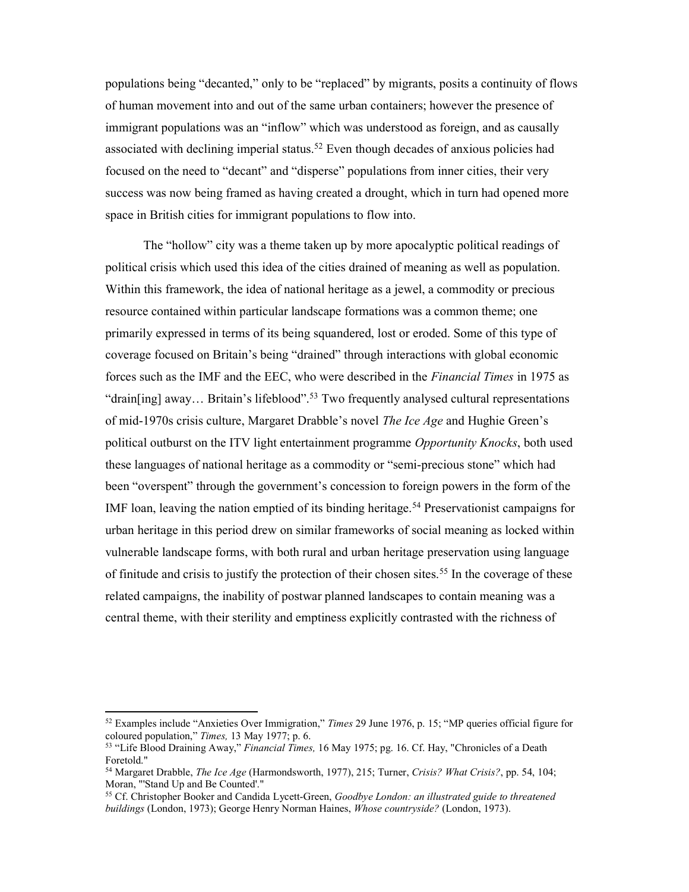populations being "decanted," only to be "replaced" by migrants, posits a continuity of flows of human movement into and out of the same urban containers; however the presence of immigrant populations was an "inflow" which was understood as foreign, and as causally associated with declining imperial status.[52] Even though decades of anxious policies had focused on the need to "decant" and "disperse" populations from inner cities, their very success was now being framed as having created a drought, which in turn had opened more space in British cities for immigrant populations to flow into.

The "hollow" city was a theme taken up by more apocalyptic political readings of political crisis which used this idea of the cities drained of meaning as well as population. Within this framework, the idea of national heritage as a jewel, a commodity or precious resource contained within particular landscape formations was a common theme; one primarily expressed in terms of its being squandered, lost or eroded. Some of this type of coverage focused on Britain's being "drained" through interactions with global economic forces such as the IMF and the EEC, who were described in the *Financial Times* in 1975 as "drain[ing] away… Britain's lifeblood".[53] Two frequently analysed cultural representations of mid-1970s crisis culture, Margaret Drabble's novel *The Ice Age* and Hughie Green's political outburst on the ITV light entertainment programme *Opportunity Knocks*, both used these languages of national heritage as a commodity or "semi-precious stone" which had been "overspent" through the government's concession to foreign powers in the form of the IMF loan, leaving the nation emptied of its binding heritage.[54] Preservationist campaigns for urban heritage in this period drew on similar frameworks of social meaning as locked within vulnerable landscape forms, with both rural and urban heritage preservation using language of finitude and crisis to justify the protection of their chosen sites.[55] In the coverage of these related campaigns, the inability of postwar planned landscapes to contain meaning was a central theme, with their sterility and emptiness explicitly contrasted with the richness of

---

[52] Examples include "Anxieties Over Immigration," *Times* 29 June 1976, p. 15; "MP queries official figure for coloured population," *Times,* 13 May 1977; p. 6.

[53] "Life Blood Draining Away," *Financial Times,* 16 May 1975; pg. 16. Cf. Hay, "Chronicles of a Death Foretold."

[54] Margaret Drabble, *The Ice Age* (Harmondsworth, 1977), 215; Turner, *Crisis? What Crisis?*, pp. 54, 104; Moran, "'Stand Up and Be Counted'."

[55] Cf. Christopher Booker and Candida Lycett-Green, *Goodbye London: an illustrated guide to threatened buildings* (London, 1973); George Henry Norman Haines, *Whose countryside?* (London, 1973).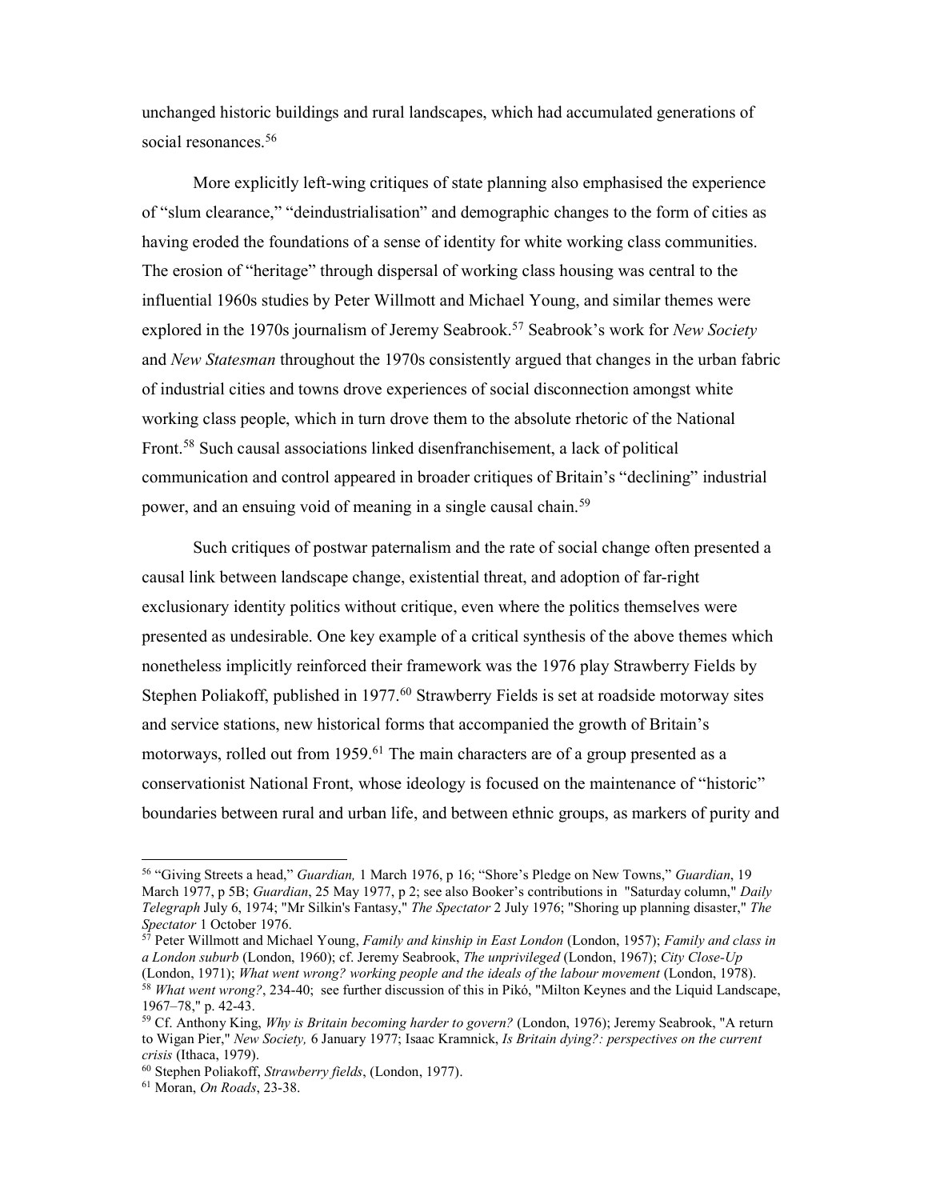unchanged historic buildings and rural landscapes, which had accumulated generations of social resonances.[56]

More explicitly left-wing critiques of state planning also emphasised the experience of "slum clearance," "deindustrialisation" and demographic changes to the form of cities as having eroded the foundations of a sense of identity for white working class communities. The erosion of "heritage" through dispersal of working class housing was central to the influential 1960s studies by Peter Willmott and Michael Young, and similar themes were explored in the 1970s journalism of Jeremy Seabrook.[57] Seabrook's work for *New Society* and *New Statesman* throughout the 1970s consistently argued that changes in the urban fabric of industrial cities and towns drove experiences of social disconnection amongst white working class people, which in turn drove them to the absolute rhetoric of the National Front.[58] Such causal associations linked disenfranchisement, a lack of political communication and control appeared in broader critiques of Britain's "declining" industrial power, and an ensuing void of meaning in a single causal chain.[59]

Such critiques of postwar paternalism and the rate of social change often presented a causal link between landscape change, existential threat, and adoption of far-right exclusionary identity politics without critique, even where the politics themselves were presented as undesirable. One key example of a critical synthesis of the above themes which nonetheless implicitly reinforced their framework was the 1976 play Strawberry Fields by Stephen Poliakoff, published in 1977.[60] Strawberry Fields is set at roadside motorway sites and service stations, new historical forms that accompanied the growth of Britain's motorways, rolled out from 1959.[61] The main characters are of a group presented as a conservationist National Front, whose ideology is focused on the maintenance of "historic" boundaries between rural and urban life, and between ethnic groups, as markers of purity and

---

[56] "Giving Streets a head," *Guardian,* 1 March 1976, p 16; "Shore's Pledge on New Towns," *Guardian*, 19 March 1977, p 5B; *Guardian*, 25 May 1977, p 2; see also Booker's contributions in "Saturday column," *Daily Telegraph* July 6, 1974; "Mr Silkin's Fantasy," *The Spectator* 2 July 1976; "Shoring up planning disaster," *The Spectator* 1 October 1976.

[57] Peter Willmott and Michael Young, *Family and kinship in East London* (London, 1957); *Family and class in a London suburb* (London, 1960); cf. Jeremy Seabrook, *The unprivileged* (London, 1967); *City Close-Up* (London, 1971); *What went wrong? working people and the ideals of the labour movement* (London, 1978).

[58] *What went wrong?*, 234-40; see further discussion of this in Pikó, "Milton Keynes and the Liquid Landscape, 1967–78," p. 42-43.

[59] Cf. Anthony King, *Why is Britain becoming harder to govern?* (London, 1976); Jeremy Seabrook, "A return to Wigan Pier," *New Society,* 6 January 1977; Isaac Kramnick, *Is Britain dying?: perspectives on the current crisis* (Ithaca, 1979).

[60] Stephen Poliakoff, *Strawberry fields*, (London, 1977).

[61] Moran, *On Roads*, 23-38.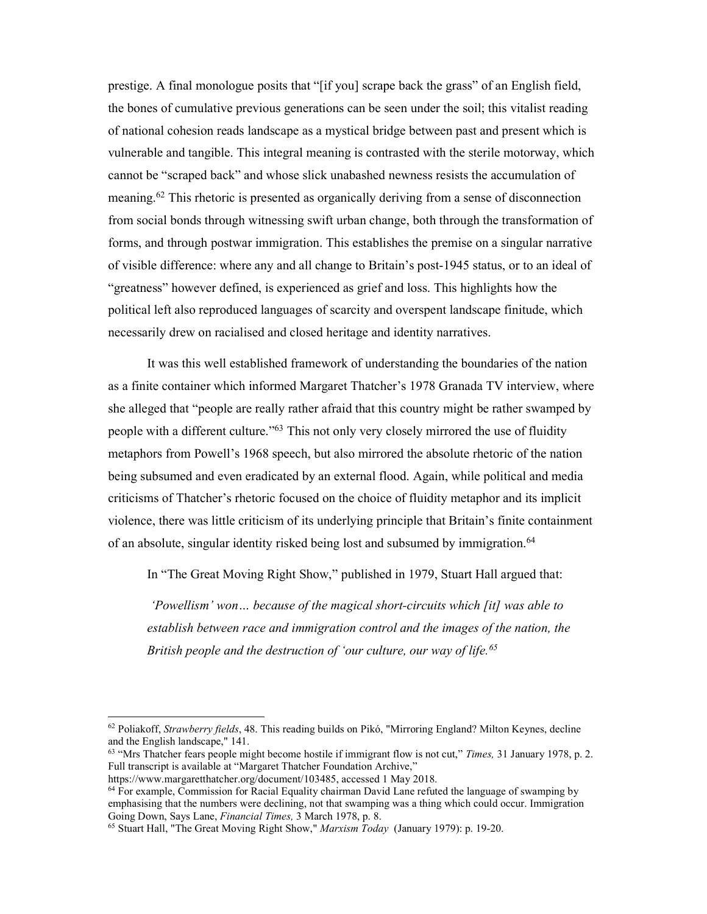prestige. A final monologue posits that "[if you] scrape back the grass" of an English field, the bones of cumulative previous generations can be seen under the soil; this vitalist reading of national cohesion reads landscape as a mystical bridge between past and present which is vulnerable and tangible. This integral meaning is contrasted with the sterile motorway, which cannot be "scraped back" and whose slick unabashed newness resists the accumulation of meaning.[62] This rhetoric is presented as organically deriving from a sense of disconnection from social bonds through witnessing swift urban change, both through the transformation of forms, and through postwar immigration. This establishes the premise on a singular narrative of visible difference: where any and all change to Britain's post-1945 status, or to an ideal of "greatness" however defined, is experienced as grief and loss. This highlights how the political left also reproduced languages of scarcity and overspent landscape finitude, which necessarily drew on racialised and closed heritage and identity narratives.

It was this well established framework of understanding the boundaries of the nation as a finite container which informed Margaret Thatcher's 1978 Granada TV interview, where she alleged that "people are really rather afraid that this country might be rather swamped by people with a different culture."[63] This not only very closely mirrored the use of fluidity metaphors from Powell's 1968 speech, but also mirrored the absolute rhetoric of the nation being subsumed and even eradicated by an external flood. Again, while political and media criticisms of Thatcher's rhetoric focused on the choice of fluidity metaphor and its implicit violence, there was little criticism of its underlying principle that Britain's finite containment of an absolute, singular identity risked being lost and subsumed by immigration.[64]

In "The Great Moving Right Show," published in 1979, Stuart Hall argued that:

> *'Powellism' won… because of the magical short-circuits which [it] was able to establish between race and immigration control and the images of the nation, the British people and the destruction of 'our culture, our way of life.*[65]

---

[62] Poliakoff, *Strawberry fields*, 48. This reading builds on Pikó, "Mirroring England? Milton Keynes, decline and the English landscape," 141.

[63] "Mrs Thatcher fears people might become hostile if immigrant flow is not cut," *Times,* 31 January 1978, p. 2. Full transcript is available at "Margaret Thatcher Foundation Archive," https://www.margaretthatcher.org/document/103485, accessed 1 May 2018.

[64] For example, Commission for Racial Equality chairman David Lane refuted the language of swamping by emphasising that the numbers were declining, not that swamping was a thing which could occur. Immigration Going Down, Says Lane, *Financial Times,* 3 March 1978, p. 8.

[65] Stuart Hall, "The Great Moving Right Show," *Marxism Today* (January 1979): p. 19-20.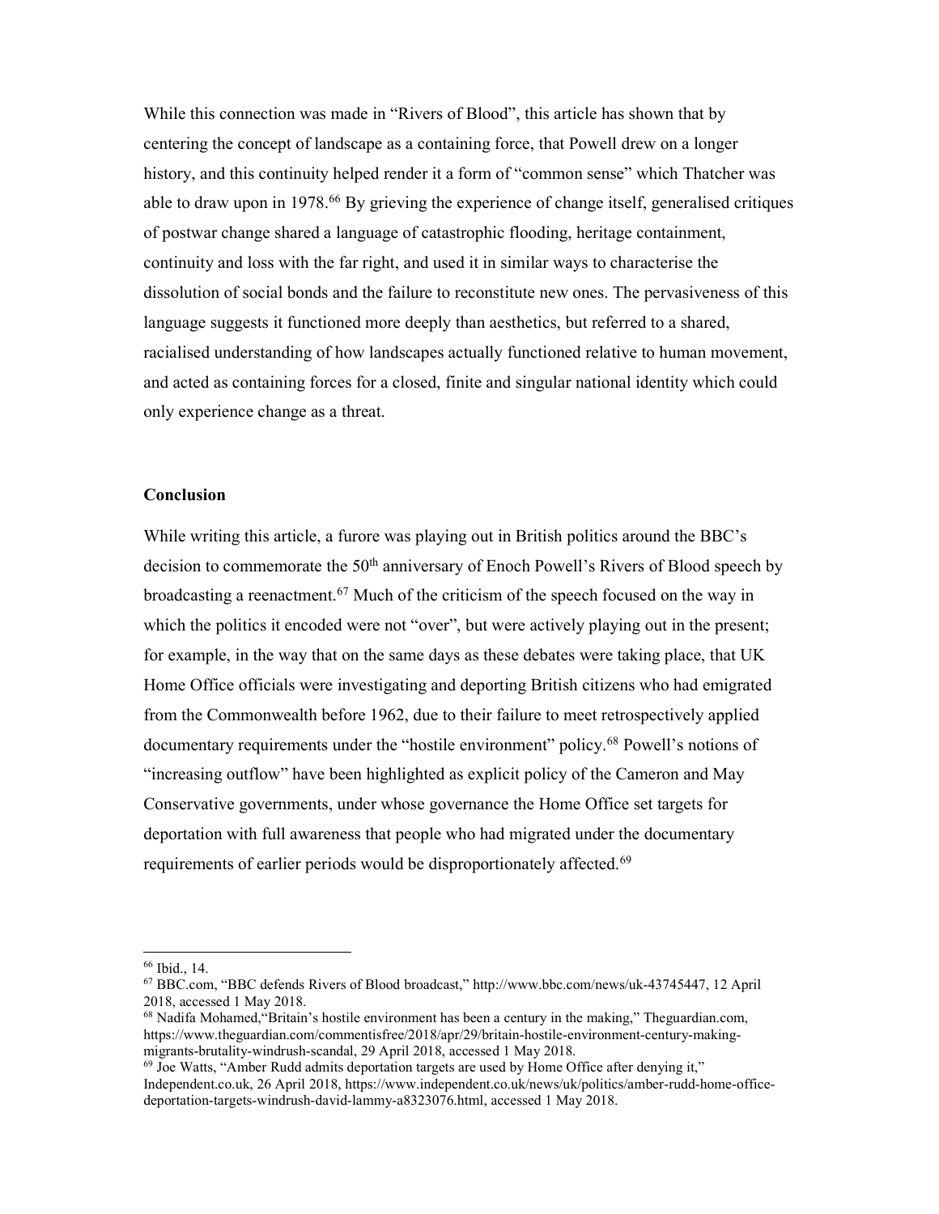While this connection was made in "Rivers of Blood", this article has shown that by centering the concept of landscape as a containing force, that Powell drew on a longer history, and this continuity helped render it a form of "common sense" which Thatcher was able to draw upon in 1978.[66] By grieving the experience of change itself, generalised critiques of postwar change shared a language of catastrophic flooding, heritage containment, continuity and loss with the far right, and used it in similar ways to characterise the dissolution of social bonds and the failure to reconstitute new ones. The pervasiveness of this language suggests it functioned more deeply than aesthetics, but referred to a shared, racialised understanding of how landscapes actually functioned relative to human movement, and acted as containing forces for a closed, finite and singular national identity which could only experience change as a threat.

## Conclusion

While writing this article, a furore was playing out in British politics around the BBC's decision to commemorate the 50th anniversary of Enoch Powell's Rivers of Blood speech by broadcasting a reenactment.[67] Much of the criticism of the speech focused on the way in which the politics it encoded were not "over", but were actively playing out in the present; for example, in the way that on the same days as these debates were taking place, that UK Home Office officials were investigating and deporting British citizens who had emigrated from the Commonwealth before 1962, due to their failure to meet retrospectively applied documentary requirements under the "hostile environment" policy.[68] Powell's notions of "increasing outflow" have been highlighted as explicit policy of the Cameron and May Conservative governments, under whose governance the Home Office set targets for deportation with full awareness that people who had migrated under the documentary requirements of earlier periods would be disproportionately affected.[69]

---

[66] Ibid., 14.

[67] BBC.com, "BBC defends Rivers of Blood broadcast," http://www.bbc.com/news/uk-43745447, 12 April 2018, accessed 1 May 2018.

[68] Nadifa Mohamed, "Britain's hostile environment has been a century in the making," Theguardian.com, https://www.theguardian.com/commentisfree/2018/apr/29/britain-hostile-environment-century-making-migrants-brutality-windrush-scandal, 29 April 2018, accessed 1 May 2018.

[69] Joe Watts, "Amber Rudd admits deportation targets are used by Home Office after denying it," Independent.co.uk, 26 April 2018, https://www.independent.co.uk/news/uk/politics/amber-rudd-home-office-deportation-targets-windrush-david-lammy-a8323076.html, accessed 1 May 2018.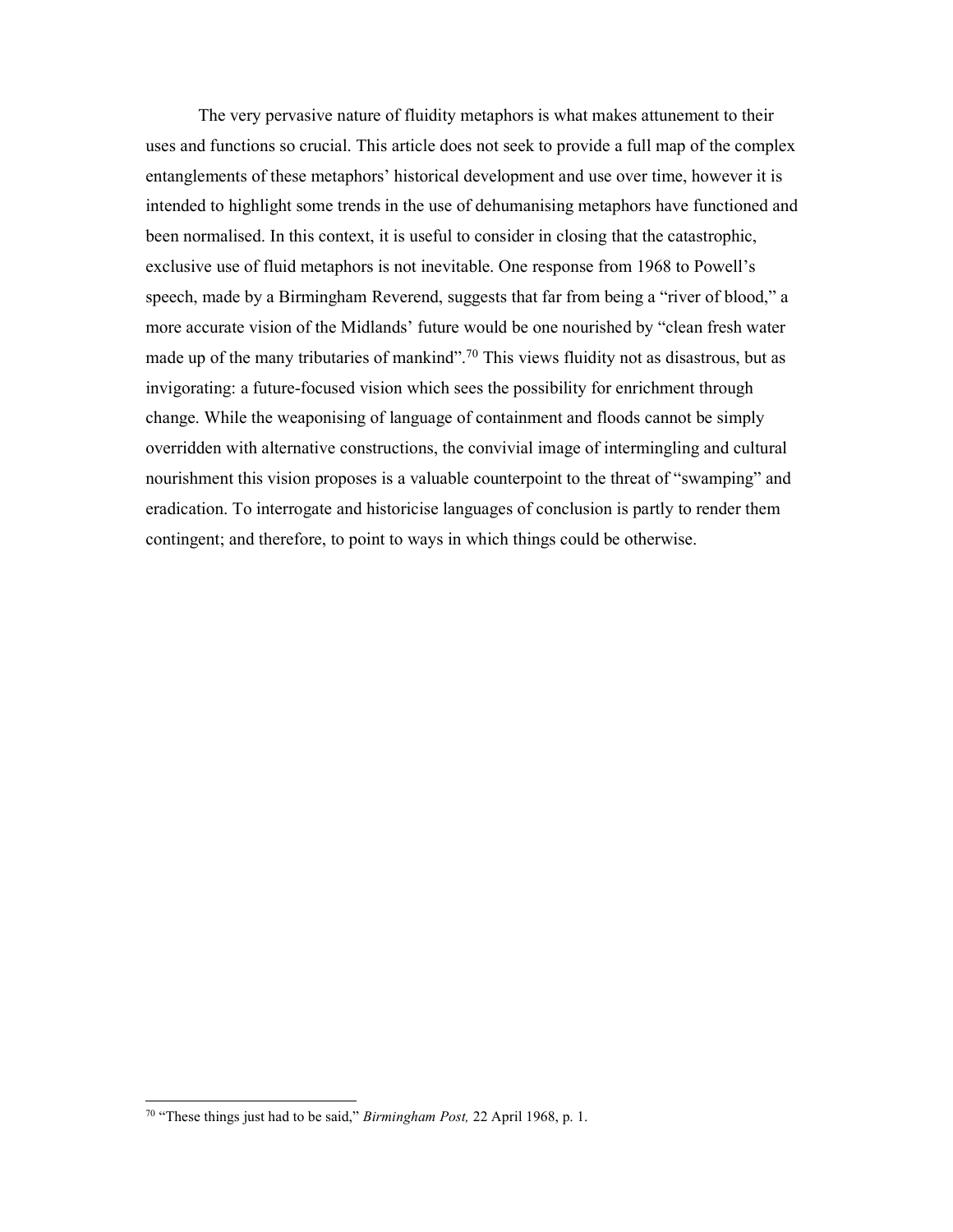The very pervasive nature of fluidity metaphors is what makes attunement to their uses and functions so crucial. This article does not seek to provide a full map of the complex entanglements of these metaphors' historical development and use over time, however it is intended to highlight some trends in the use of dehumanising metaphors have functioned and been normalised. In this context, it is useful to consider in closing that the catastrophic, exclusive use of fluid metaphors is not inevitable. One response from 1968 to Powell's speech, made by a Birmingham Reverend, suggests that far from being a "river of blood," a more accurate vision of the Midlands' future would be one nourished by "clean fresh water made up of the many tributaries of mankind".[70] This views fluidity not as disastrous, but as invigorating: a future-focused vision which sees the possibility for enrichment through change. While the weaponising of language of containment and floods cannot be simply overridden with alternative constructions, the convivial image of intermingling and cultural nourishment this vision proposes is a valuable counterpoint to the threat of "swamping" and eradication. To interrogate and historicise languages of conclusion is partly to render them contingent; and therefore, to point to ways in which things could be otherwise.

---

[70] "These things just had to be said," *Birmingham Post,* 22 April 1968, p. 1.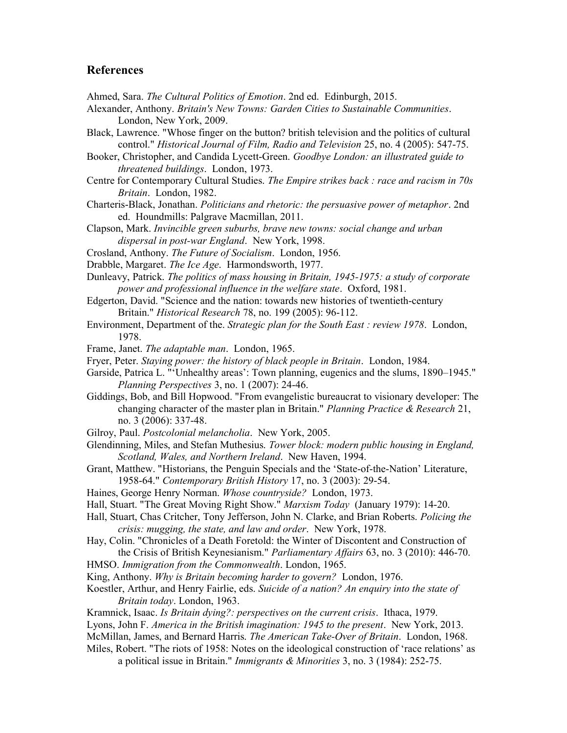## References

Ahmed, Sara. *The Cultural Politics of Emotion*. 2nd ed. Edinburgh, 2015.

Alexander, Anthony. *Britain's New Towns: Garden Cities to Sustainable Communities*. London, New York, 2009.

Black, Lawrence. "Whose finger on the button? british television and the politics of cultural control." *Historical Journal of Film, Radio and Television* 25, no. 4 (2005): 547-75.

Booker, Christopher, and Candida Lycett-Green. *Goodbye London: an illustrated guide to threatened buildings*. London, 1973.

Centre for Contemporary Cultural Studies. *The Empire strikes back : race and racism in 70s Britain*. London, 1982.

Charteris-Black, Jonathan. *Politicians and rhetoric: the persuasive power of metaphor*. 2nd ed. Houndmills: Palgrave Macmillan, 2011.

Clapson, Mark. *Invincible green suburbs, brave new towns: social change and urban dispersal in post-war England*. New York, 1998.

Crosland, Anthony. *The Future of Socialism*. London, 1956.

Drabble, Margaret. *The Ice Age*. Harmondsworth, 1977.

Dunleavy, Patrick. *The politics of mass housing in Britain, 1945-1975: a study of corporate power and professional influence in the welfare state*. Oxford, 1981.

Edgerton, David. "Science and the nation: towards new histories of twentieth-century Britain." *Historical Research* 78, no. 199 (2005): 96-112.

Environment, Department of the. *Strategic plan for the South East : review 1978*. London, 1978.

Frame, Janet. *The adaptable man*. London, 1965.

Fryer, Peter. *Staying power: the history of black people in Britain*. London, 1984.

Garside, Patrica L. "'Unhealthy areas': Town planning, eugenics and the slums, 1890–1945." *Planning Perspectives* 3, no. 1 (2007): 24-46.

Giddings, Bob, and Bill Hopwood. "From evangelistic bureaucrat to visionary developer: The changing character of the master plan in Britain." *Planning Practice & Research* 21, no. 3 (2006): 337-48.

Gilroy, Paul. *Postcolonial melancholia*. New York, 2005.

Glendinning, Miles, and Stefan Muthesius. *Tower block: modern public housing in England, Scotland, Wales, and Northern Ireland*. New Haven, 1994.

Grant, Matthew. "Historians, the Penguin Specials and the 'State-of-the-Nation' Literature, 1958-64." *Contemporary British History* 17, no. 3 (2003): 29-54.

Haines, George Henry Norman. *Whose countryside?* London, 1973.

Hall, Stuart. "The Great Moving Right Show." *Marxism Today* (January 1979): 14-20.

Hall, Stuart, Chas Critcher, Tony Jefferson, John N. Clarke, and Brian Roberts. *Policing the crisis: mugging, the state, and law and order*. New York, 1978.

Hay, Colin. "Chronicles of a Death Foretold: the Winter of Discontent and Construction of the Crisis of British Keynesianism." *Parliamentary Affairs* 63, no. 3 (2010): 446-70.

HMSO. *Immigration from the Commonwealth*. London, 1965.

King, Anthony. *Why is Britain becoming harder to govern?* London, 1976.

Koestler, Arthur, and Henry Fairlie, eds. *Suicide of a nation? An enquiry into the state of Britain today*. London, 1963.

Kramnick, Isaac. *Is Britain dying?: perspectives on the current crisis*. Ithaca, 1979.

Lyons, John F. *America in the British imagination: 1945 to the present*. New York, 2013.

McMillan, James, and Bernard Harris. *The American Take-Over of Britain*. London, 1968.

Miles, Robert. "The riots of 1958: Notes on the ideological construction of 'race relations' as a political issue in Britain." *Immigrants & Minorities* 3, no. 3 (1984): 252-75.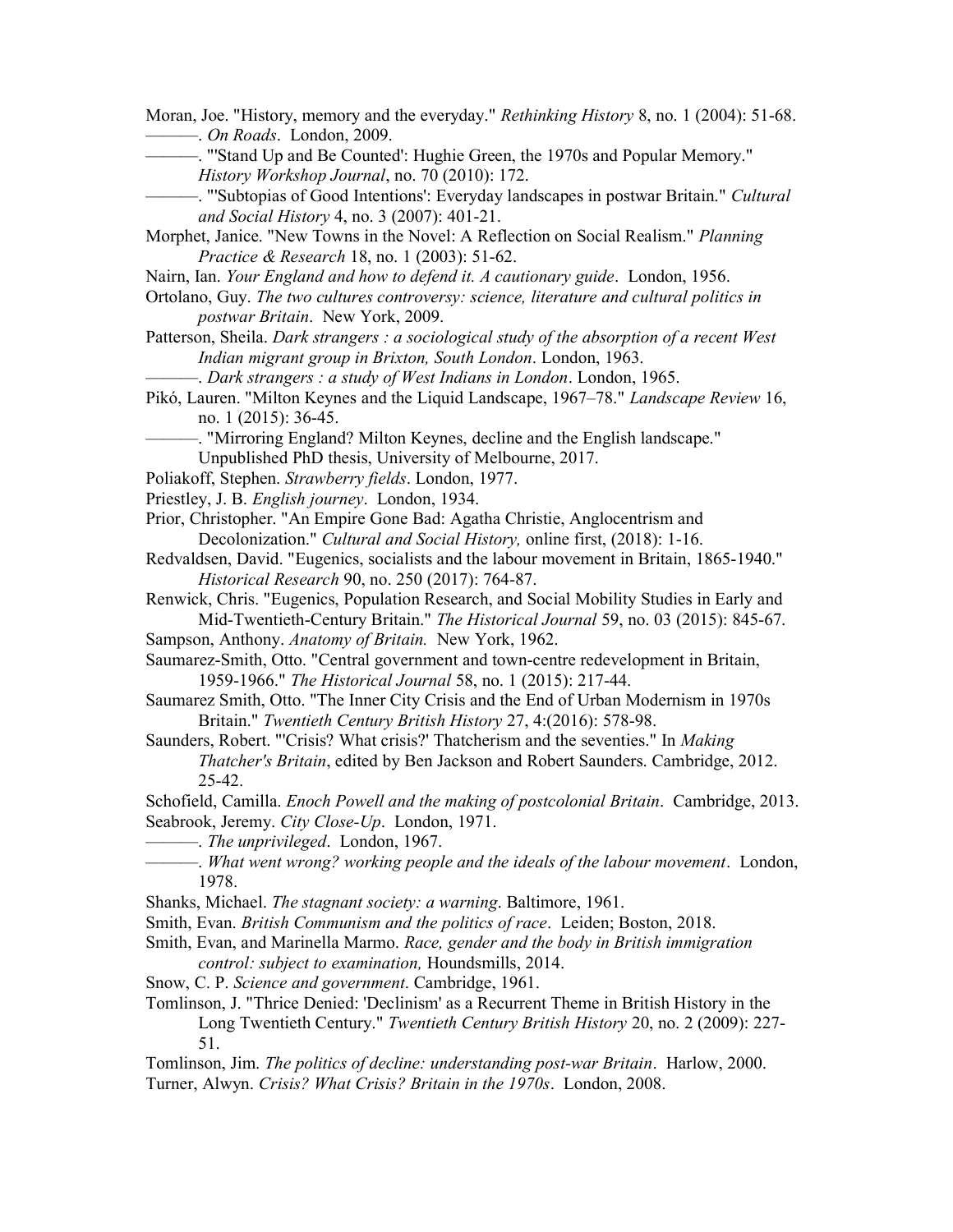Moran, Joe. "History, memory and the everyday." *Rethinking History* 8, no. 1 (2004): 51-68.

———. *On Roads*. London, 2009.

———. "'Stand Up and Be Counted': Hughie Green, the 1970s and Popular Memory." *History Workshop Journal*, no. 70 (2010): 172.

———. "'Subtopias of Good Intentions': Everyday landscapes in postwar Britain." *Cultural and Social History* 4, no. 3 (2007): 401-21.

Morphet, Janice. "New Towns in the Novel: A Reflection on Social Realism." *Planning Practice & Research* 18, no. 1 (2003): 51-62.

Nairn, Ian. *Your England and how to defend it. A cautionary guide*. London, 1956.

Ortolano, Guy. *The two cultures controversy: science, literature and cultural politics in postwar Britain*. New York, 2009.

Patterson, Sheila. *Dark strangers : a sociological study of the absorption of a recent West Indian migrant group in Brixton, South London*. London, 1963.

———. *Dark strangers : a study of West Indians in London*. London, 1965.

Pikó, Lauren. "Milton Keynes and the Liquid Landscape, 1967–78." *Landscape Review* 16, no. 1 (2015): 36-45.

———. "Mirroring England? Milton Keynes, decline and the English landscape." Unpublished PhD thesis, University of Melbourne, 2017.

Poliakoff, Stephen. *Strawberry fields*. London, 1977.

Priestley, J. B. *English journey*. London, 1934.

Prior, Christopher. "An Empire Gone Bad: Agatha Christie, Anglocentrism and Decolonization." *Cultural and Social History,* online first, (2018): 1-16.

Redvaldsen, David. "Eugenics, socialists and the labour movement in Britain, 1865-1940." *Historical Research* 90, no. 250 (2017): 764-87.

Renwick, Chris. "Eugenics, Population Research, and Social Mobility Studies in Early and Mid-Twentieth-Century Britain." *The Historical Journal* 59, no. 03 (2015): 845-67.

Sampson, Anthony. *Anatomy of Britain.* New York, 1962.

Saumarez-Smith, Otto. "Central government and town-centre redevelopment in Britain, 1959-1966." *The Historical Journal* 58, no. 1 (2015): 217-44.

Saumarez Smith, Otto. "The Inner City Crisis and the End of Urban Modernism in 1970s Britain." *Twentieth Century British History* 27, 4:(2016): 578-98.

Saunders, Robert. "'Crisis? What crisis?' Thatcherism and the seventies." In *Making Thatcher's Britain*, edited by Ben Jackson and Robert Saunders. Cambridge, 2012. 25-42.

Schofield, Camilla. *Enoch Powell and the making of postcolonial Britain*. Cambridge, 2013.

Seabrook, Jeremy. *City Close-Up*. London, 1971.

———. *The unprivileged*. London, 1967.

———. *What went wrong? working people and the ideals of the labour movement*. London, 1978.

Shanks, Michael. *The stagnant society: a warning*. Baltimore, 1961.

Smith, Evan. *British Communism and the politics of race*. Leiden; Boston, 2018.

Smith, Evan, and Marinella Marmo. *Race, gender and the body in British immigration control: subject to examination,* Houndsmills, 2014.

Snow, C. P. *Science and government*. Cambridge, 1961.

Tomlinson, J. "Thrice Denied: 'Declinism' as a Recurrent Theme in British History in the Long Twentieth Century." *Twentieth Century British History* 20, no. 2 (2009): 227-51.

Tomlinson, Jim. *The politics of decline: understanding post-war Britain*. Harlow, 2000.

Turner, Alwyn. *Crisis? What Crisis? Britain in the 1970s*. London, 2008.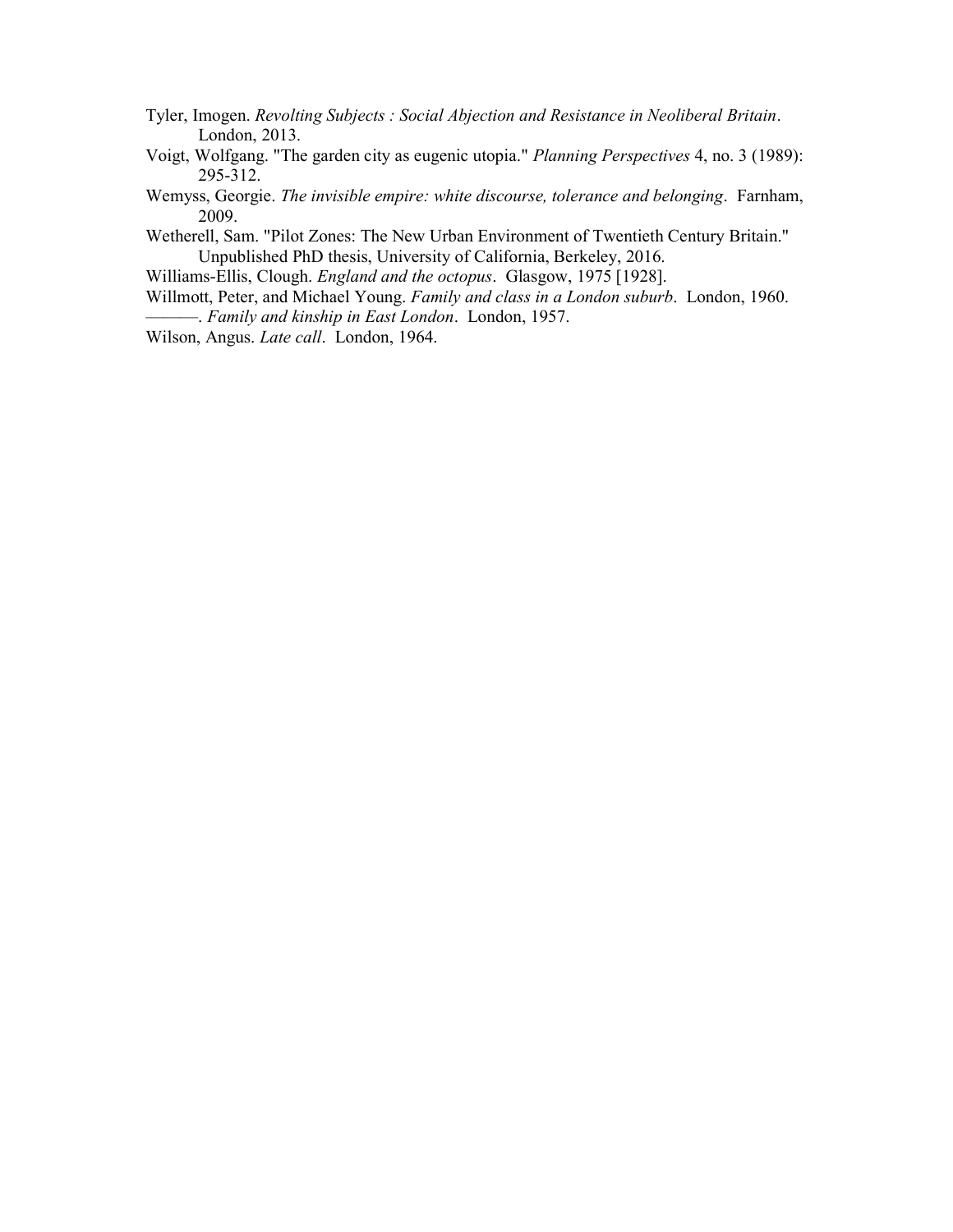Tyler, Imogen. *Revolting Subjects : Social Abjection and Resistance in Neoliberal Britain*. London, 2013.

Voigt, Wolfgang. "The garden city as eugenic utopia." *Planning Perspectives* 4, no. 3 (1989): 295-312.

Wemyss, Georgie. *The invisible empire: white discourse, tolerance and belonging*. Farnham, 2009.

Wetherell, Sam. "Pilot Zones: The New Urban Environment of Twentieth Century Britain." Unpublished PhD thesis, University of California, Berkeley, 2016.

Williams-Ellis, Clough. *England and the octopus*. Glasgow, 1975 [1928].

Willmott, Peter, and Michael Young. *Family and class in a London suburb*. London, 1960.

———. *Family and kinship in East London*. London, 1957.

Wilson, Angus. *Late call*. London, 1964.